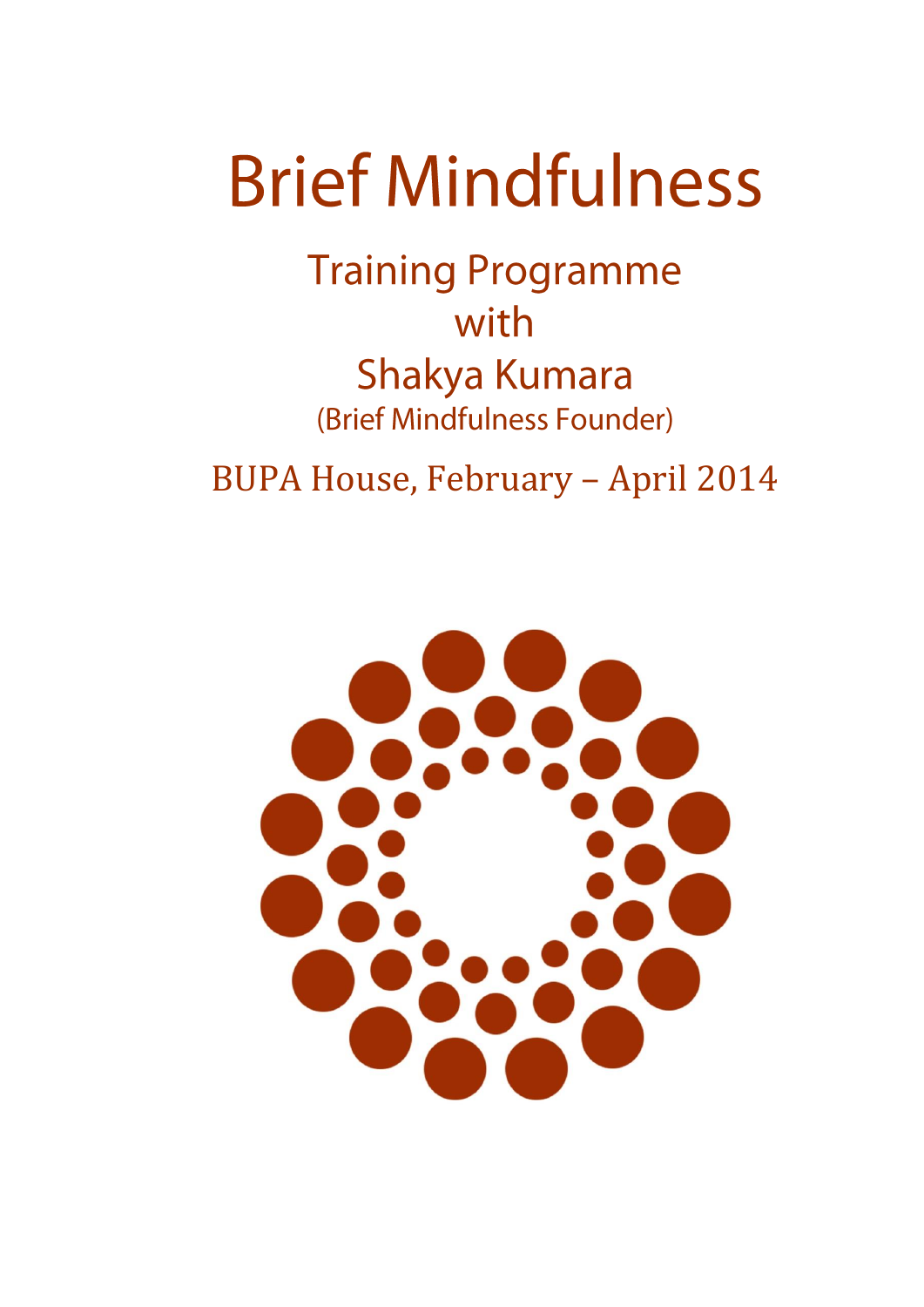# Brief Mindfulness

## Training Programme
## with
## Shakya Kumara
(Brief Mindfulness Founder)

BUPA House, February – April 2014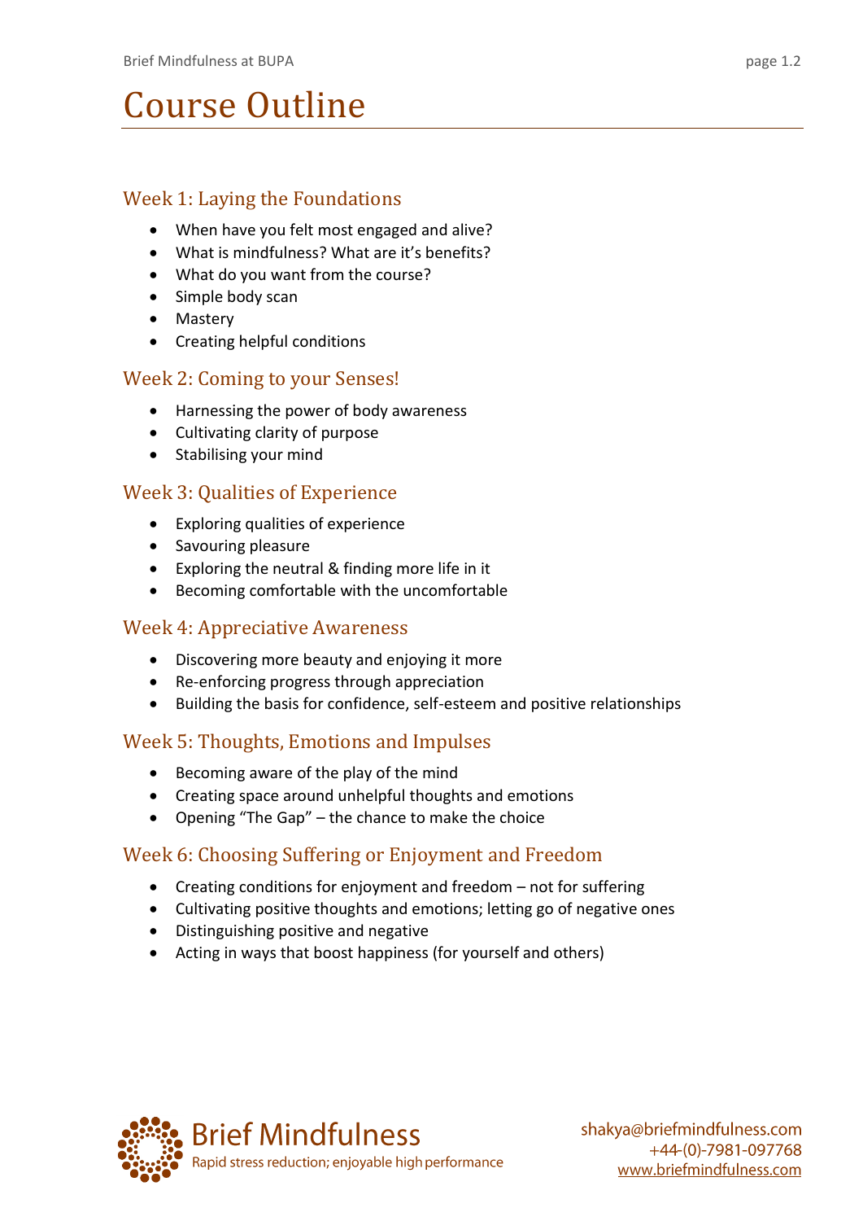# Course Outline

## Week 1: Laying the Foundations

- When have you felt most engaged and alive?
- What is mindfulness? What are it's benefits?
- What do you want from the course?
- Simple body scan
- Mastery
- Creating helpful conditions

## Week 2: Coming to your Senses!

- Harnessing the power of body awareness
- Cultivating clarity of purpose
- Stabilising your mind

## Week 3: Qualities of Experience

- Exploring qualities of experience
- Savouring pleasure
- Exploring the neutral & finding more life in it
- Becoming comfortable with the uncomfortable

## Week 4: Appreciative Awareness

- Discovering more beauty and enjoying it more
- Re-enforcing progress through appreciation
- Building the basis for confidence, self-esteem and positive relationships

## Week 5: Thoughts, Emotions and Impulses

- Becoming aware of the play of the mind
- Creating space around unhelpful thoughts and emotions
- Opening "The Gap" – the chance to make the choice

## Week 6: Choosing Suffering or Enjoyment and Freedom

- Creating conditions for enjoyment and freedom – not for suffering
- Cultivating positive thoughts and emotions; letting go of negative ones
- Distinguishing positive and negative
- Acting in ways that boost happiness (for yourself and others)

Brief Mindfulness
Rapid stress reduction; enjoyable high performance

shakya@briefmindfulness.com
+44-(0)-7981-097768
www.briefmindfulness.com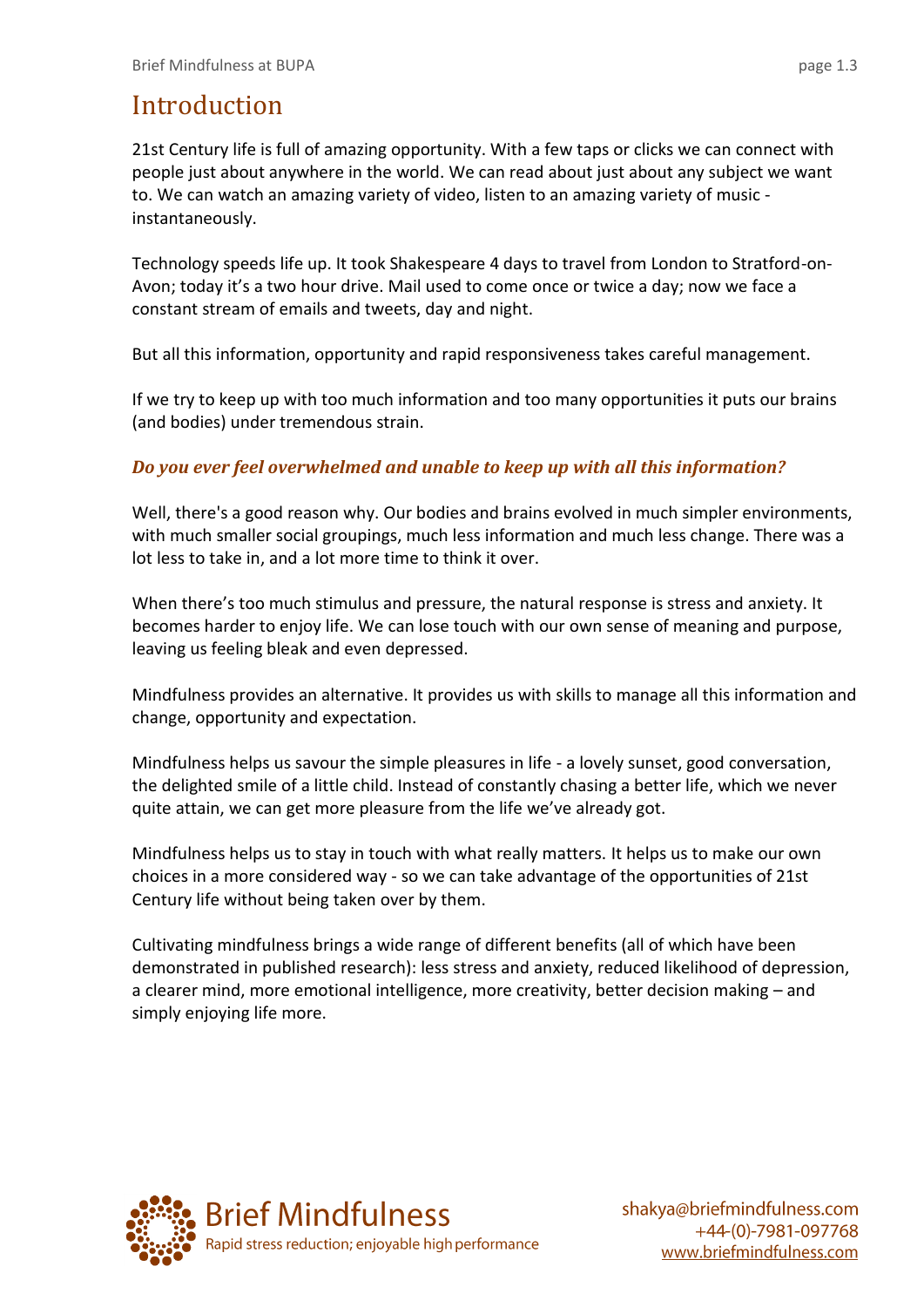# Introduction

21st Century life is full of amazing opportunity. With a few taps or clicks we can connect with people just about anywhere in the world. We can read about just about any subject we want to. We can watch an amazing variety of video, listen to an amazing variety of music - instantaneously.

Technology speeds life up. It took Shakespeare 4 days to travel from London to Stratford-on-Avon; today it's a two hour drive. Mail used to come once or twice a day; now we face a constant stream of emails and tweets, day and night.

But all this information, opportunity and rapid responsiveness takes careful management.

If we try to keep up with too much information and too many opportunities it puts our brains (and bodies) under tremendous strain.

***Do you ever feel overwhelmed and unable to keep up with all this information?***

Well, there's a good reason why. Our bodies and brains evolved in much simpler environments, with much smaller social groupings, much less information and much less change. There was a lot less to take in, and a lot more time to think it over.

When there's too much stimulus and pressure, the natural response is stress and anxiety. It becomes harder to enjoy life. We can lose touch with our own sense of meaning and purpose, leaving us feeling bleak and even depressed.

Mindfulness provides an alternative. It provides us with skills to manage all this information and change, opportunity and expectation.

Mindfulness helps us savour the simple pleasures in life - a lovely sunset, good conversation, the delighted smile of a little child. Instead of constantly chasing a better life, which we never quite attain, we can get more pleasure from the life we've already got.

Mindfulness helps us to stay in touch with what really matters. It helps us to make our own choices in a more considered way - so we can take advantage of the opportunities of 21st Century life without being taken over by them.

Cultivating mindfulness brings a wide range of different benefits (all of which have been demonstrated in published research): less stress and anxiety, reduced likelihood of depression, a clearer mind, more emotional intelligence, more creativity, better decision making – and simply enjoying life more.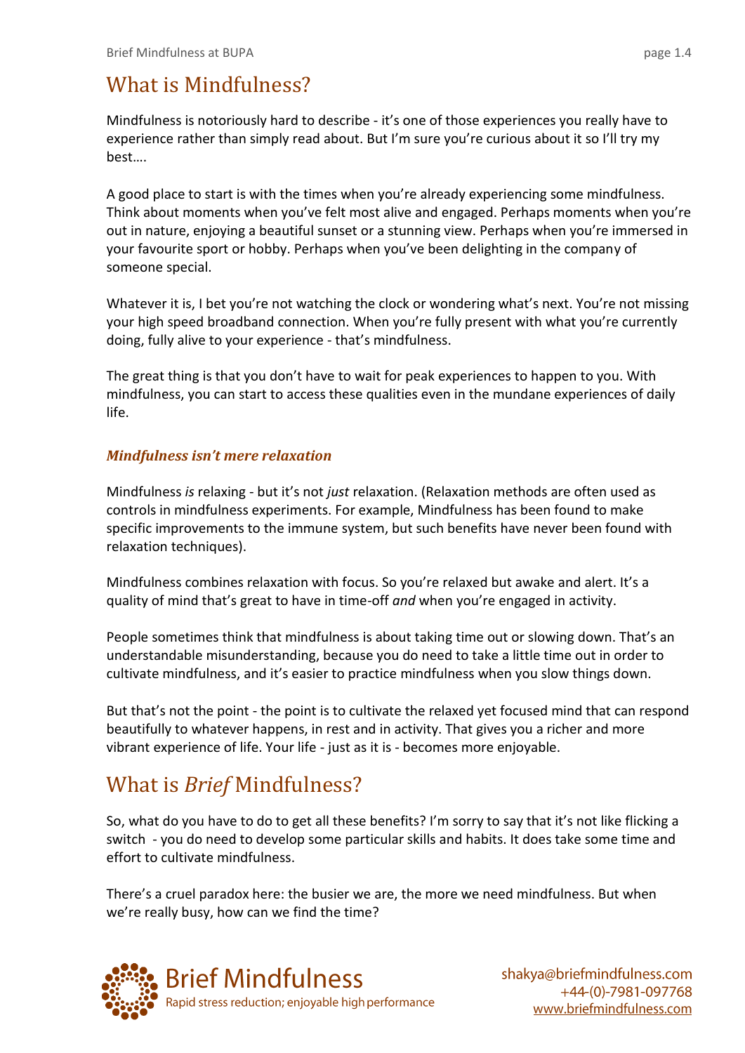# What is Mindfulness?

Mindfulness is notoriously hard to describe - it's one of those experiences you really have to experience rather than simply read about. But I'm sure you're curious about it so I'll try my best….

A good place to start is with the times when you're already experiencing some mindfulness. Think about moments when you've felt most alive and engaged. Perhaps moments when you're out in nature, enjoying a beautiful sunset or a stunning view. Perhaps when you're immersed in your favourite sport or hobby. Perhaps when you've been delighting in the company of someone special.

Whatever it is, I bet you're not watching the clock or wondering what's next. You're not missing your high speed broadband connection. When you're fully present with what you're currently doing, fully alive to your experience - that's mindfulness.

The great thing is that you don't have to wait for peak experiences to happen to you. With mindfulness, you can start to access these qualities even in the mundane experiences of daily life.

### *Mindfulness isn't mere relaxation*

Mindfulness *is* relaxing - but it's not *just* relaxation. (Relaxation methods are often used as controls in mindfulness experiments. For example, Mindfulness has been found to make specific improvements to the immune system, but such benefits have never been found with relaxation techniques).

Mindfulness combines relaxation with focus. So you're relaxed but awake and alert. It's a quality of mind that's great to have in time-off *and* when you're engaged in activity.

People sometimes think that mindfulness is about taking time out or slowing down. That's an understandable misunderstanding, because you do need to take a little time out in order to cultivate mindfulness, and it's easier to practice mindfulness when you slow things down.

But that's not the point - the point is to cultivate the relaxed yet focused mind that can respond beautifully to whatever happens, in rest and in activity. That gives you a richer and more vibrant experience of life. Your life - just as it is - becomes more enjoyable.

# What is *Brief* Mindfulness?

So, what do you have to do to get all these benefits? I'm sorry to say that it's not like flicking a switch - you do need to develop some particular skills and habits. It does take some time and effort to cultivate mindfulness.

There's a cruel paradox here: the busier we are, the more we need mindfulness. But when we're really busy, how can we find the time?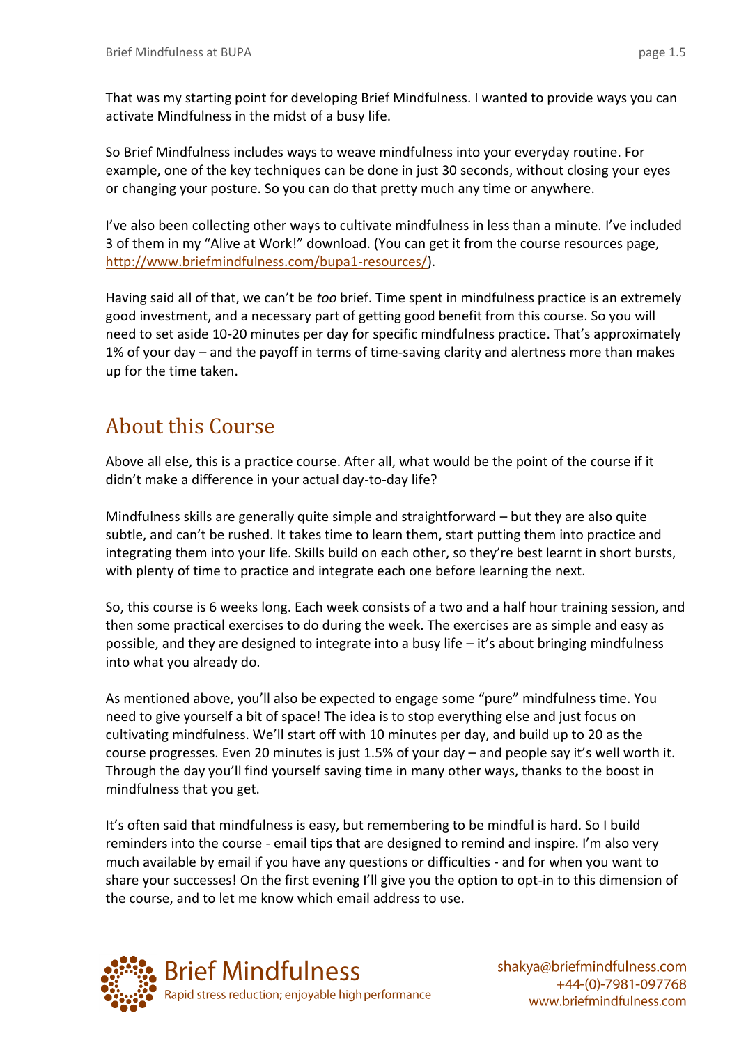That was my starting point for developing Brief Mindfulness. I wanted to provide ways you can activate Mindfulness in the midst of a busy life.

So Brief Mindfulness includes ways to weave mindfulness into your everyday routine. For example, one of the key techniques can be done in just 30 seconds, without closing your eyes or changing your posture. So you can do that pretty much any time or anywhere.

I've also been collecting other ways to cultivate mindfulness in less than a minute. I've included 3 of them in my "Alive at Work!" download. (You can get it from the course resources page, http://www.briefmindfulness.com/bupa1-resources/).

Having said all of that, we can't be *too* brief. Time spent in mindfulness practice is an extremely good investment, and a necessary part of getting good benefit from this course. So you will need to set aside 10-20 minutes per day for specific mindfulness practice. That's approximately 1% of your day – and the payoff in terms of time-saving clarity and alertness more than makes up for the time taken.

## About this Course

Above all else, this is a practice course. After all, what would be the point of the course if it didn't make a difference in your actual day-to-day life?

Mindfulness skills are generally quite simple and straightforward – but they are also quite subtle, and can't be rushed. It takes time to learn them, start putting them into practice and integrating them into your life. Skills build on each other, so they're best learnt in short bursts, with plenty of time to practice and integrate each one before learning the next.

So, this course is 6 weeks long. Each week consists of a two and a half hour training session, and then some practical exercises to do during the week. The exercises are as simple and easy as possible, and they are designed to integrate into a busy life – it's about bringing mindfulness into what you already do.

As mentioned above, you'll also be expected to engage some "pure" mindfulness time. You need to give yourself a bit of space! The idea is to stop everything else and just focus on cultivating mindfulness. We'll start off with 10 minutes per day, and build up to 20 as the course progresses. Even 20 minutes is just 1.5% of your day – and people say it's well worth it. Through the day you'll find yourself saving time in many other ways, thanks to the boost in mindfulness that you get.

It's often said that mindfulness is easy, but remembering to be mindful is hard. So I build reminders into the course - email tips that are designed to remind and inspire. I'm also very much available by email if you have any questions or difficulties - and for when you want to share your successes! On the first evening I'll give you the option to opt-in to this dimension of the course, and to let me know which email address to use.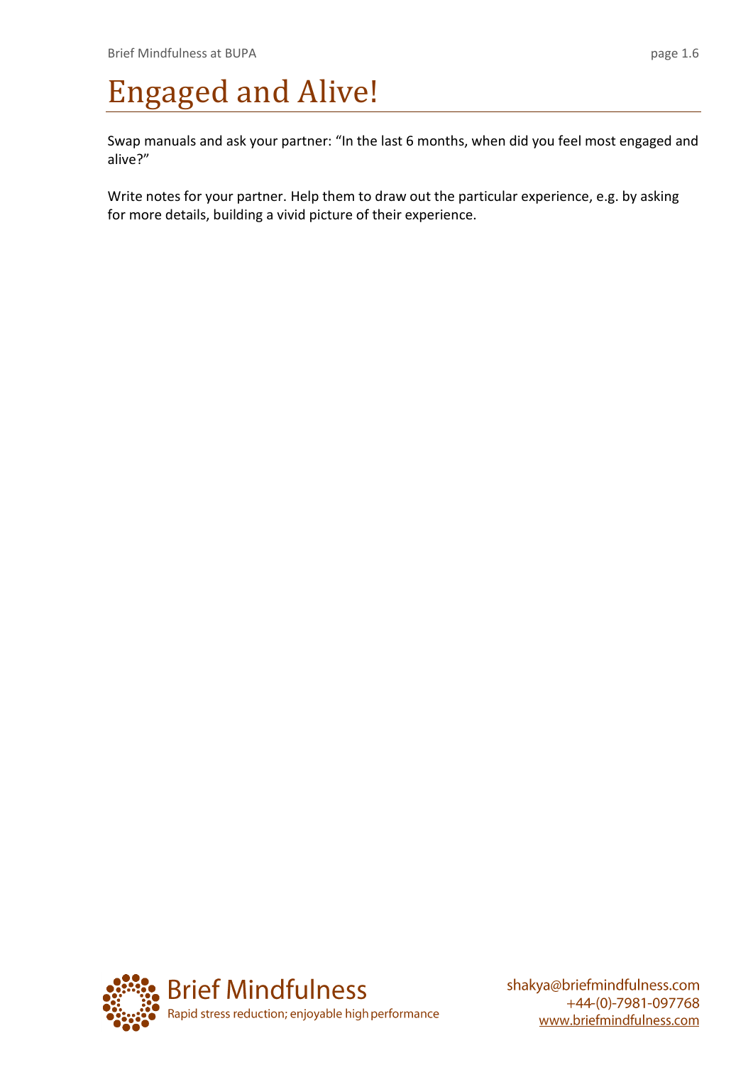# Engaged and Alive!

Swap manuals and ask your partner: "In the last 6 months, when did you feel most engaged and alive?"

Write notes for your partner. Help them to draw out the particular experience, e.g. by asking for more details, building a vivid picture of their experience.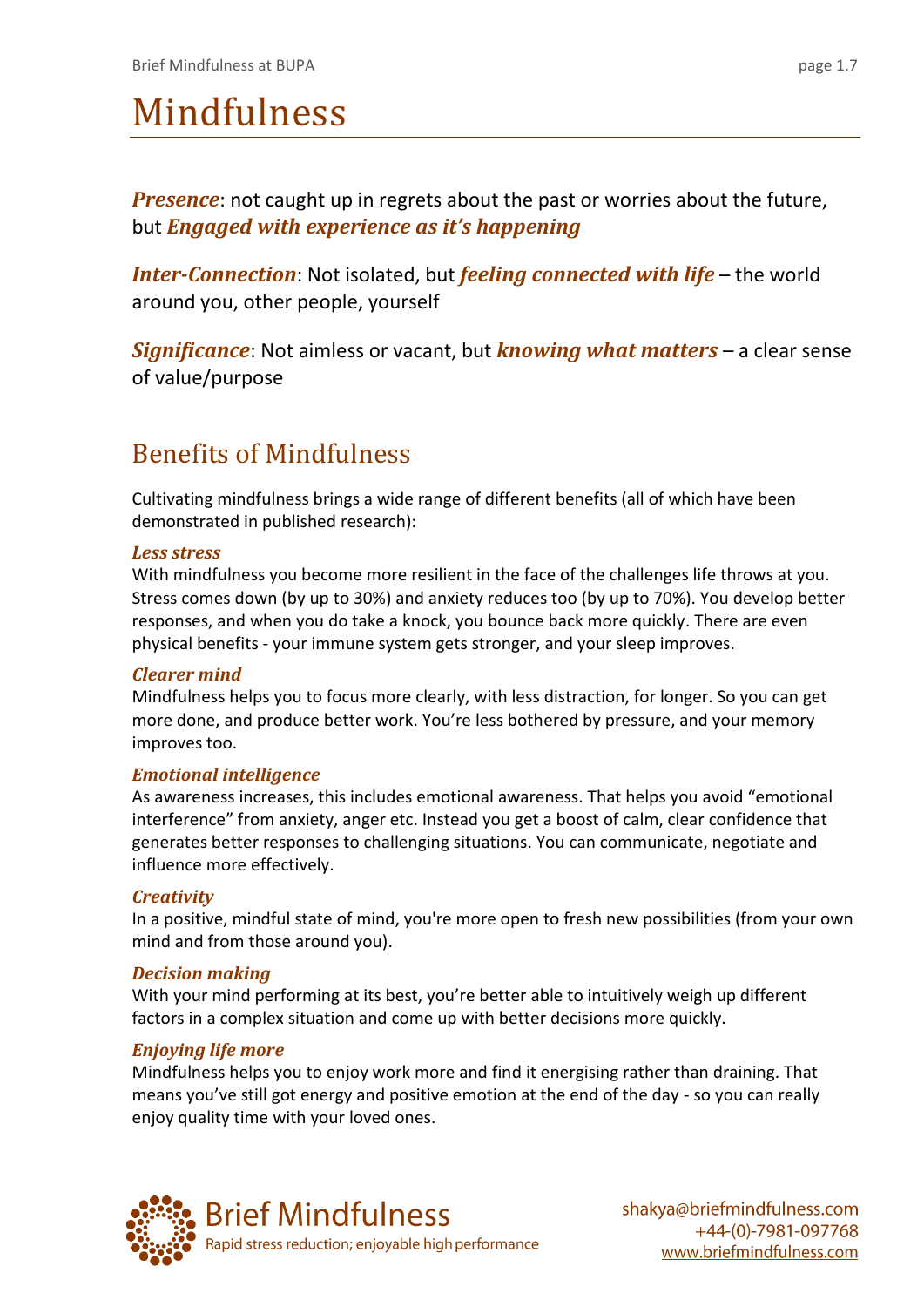# Mindfulness

***Presence***: not caught up in regrets about the past or worries about the future, but ***Engaged with experience as it's happening***

***Inter-Connection***: Not isolated, but ***feeling connected with life*** – the world around you, other people, yourself

***Significance***: Not aimless or vacant, but ***knowing what matters*** – a clear sense of value/purpose

## Benefits of Mindfulness

Cultivating mindfulness brings a wide range of different benefits (all of which have been demonstrated in published research):

***Less stress***
With mindfulness you become more resilient in the face of the challenges life throws at you. Stress comes down (by up to 30%) and anxiety reduces too (by up to 70%). You develop better responses, and when you do take a knock, you bounce back more quickly. There are even physical benefits - your immune system gets stronger, and your sleep improves.

***Clearer mind***
Mindfulness helps you to focus more clearly, with less distraction, for longer. So you can get more done, and produce better work. You're less bothered by pressure, and your memory improves too.

***Emotional intelligence***
As awareness increases, this includes emotional awareness. That helps you avoid "emotional interference" from anxiety, anger etc. Instead you get a boost of calm, clear confidence that generates better responses to challenging situations. You can communicate, negotiate and influence more effectively.

***Creativity***
In a positive, mindful state of mind, you're more open to fresh new possibilities (from your own mind and from those around you).

***Decision making***
With your mind performing at its best, you're better able to intuitively weigh up different factors in a complex situation and come up with better decisions more quickly.

***Enjoying life more***
Mindfulness helps you to enjoy work more and find it energising rather than draining. That means you've still got energy and positive emotion at the end of the day - so you can really enjoy quality time with your loved ones.

Brief Mindfulness
Rapid stress reduction; enjoyable high performance

shakya@briefmindfulness.com
+44-(0)-7981-097768
www.briefmindfulness.com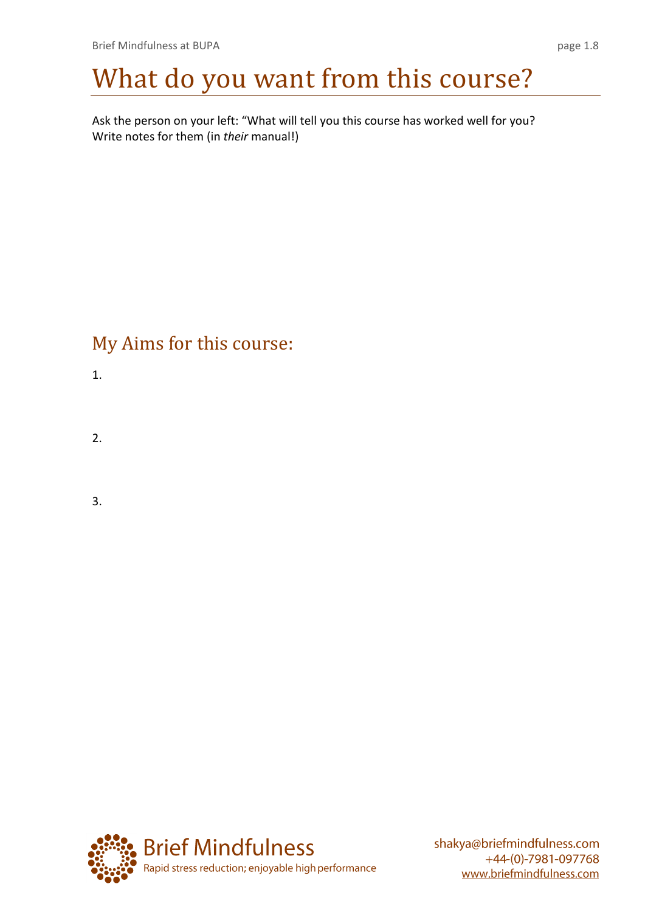# What do you want from this course?

Ask the person on your left: “What will tell you this course has worked well for you? Write notes for them (in *their* manual!)

## My Aims for this course:

1.

2.

3.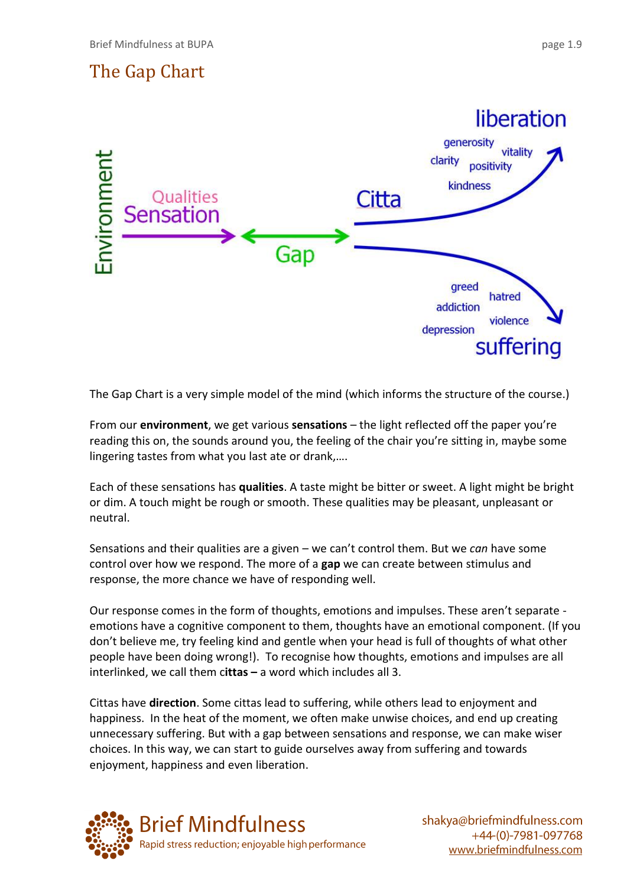# The Gap Chart

Environment

Qualities
Sensation

Gap

Citta

liberation

generosity
vitality
clarity
positivity
kindness

greed
hatred
addiction
violence
depression

suffering

The Gap Chart is a very simple model of the mind (which informs the structure of the course.)

From our **environment**, we get various **sensations** – the light reflected off the paper you're reading this on, the sounds around you, the feeling of the chair you're sitting in, maybe some lingering tastes from what you last ate or drank,….

Each of these sensations has **qualities**. A taste might be bitter or sweet. A light might be bright or dim. A touch might be rough or smooth. These qualities may be pleasant, unpleasant or neutral.

Sensations and their qualities are a given – we can't control them. But we *can* have some control over how we respond. The more of a **gap** we can create between stimulus and response, the more chance we have of responding well.

Our response comes in the form of thoughts, emotions and impulses. These aren't separate - emotions have a cognitive component to them, thoughts have an emotional component. (If you don't believe me, try feeling kind and gentle when your head is full of thoughts of what other people have been doing wrong!). To recognise how thoughts, emotions and impulses are all interlinked, we call them c**ittas –** a word which includes all 3.

Cittas have **direction**. Some cittas lead to suffering, while others lead to enjoyment and happiness. In the heat of the moment, we often make unwise choices, and end up creating unnecessary suffering. But with a gap between sensations and response, we can make wiser choices. In this way, we can start to guide ourselves away from suffering and towards enjoyment, happiness and even liberation.

Brief Mindfulness
Rapid stress reduction; enjoyable high performance

shakya@briefmindfulness.com
+44-(0)-7981-097768
www.briefmindfulness.com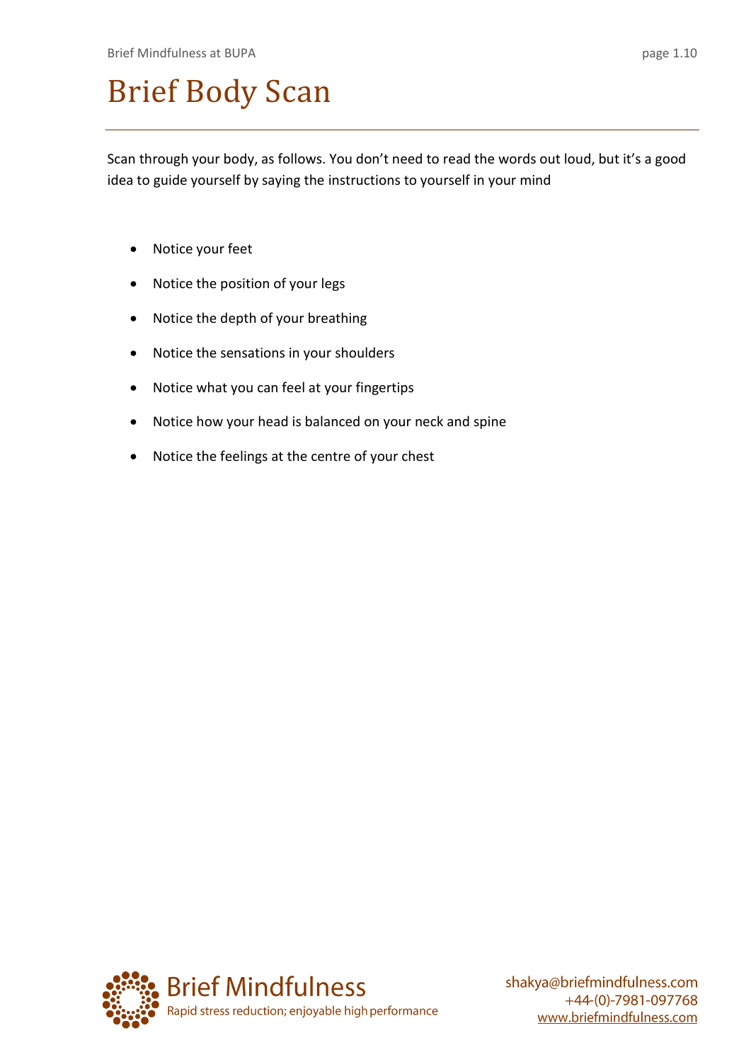# Brief Body Scan

Scan through your body, as follows. You don't need to read the words out loud, but it's a good idea to guide yourself by saying the instructions to yourself in your mind

- Notice your feet
- Notice the position of your legs
- Notice the depth of your breathing
- Notice the sensations in your shoulders
- Notice what you can feel at your fingertips
- Notice how your head is balanced on your neck and spine
- Notice the feelings at the centre of your chest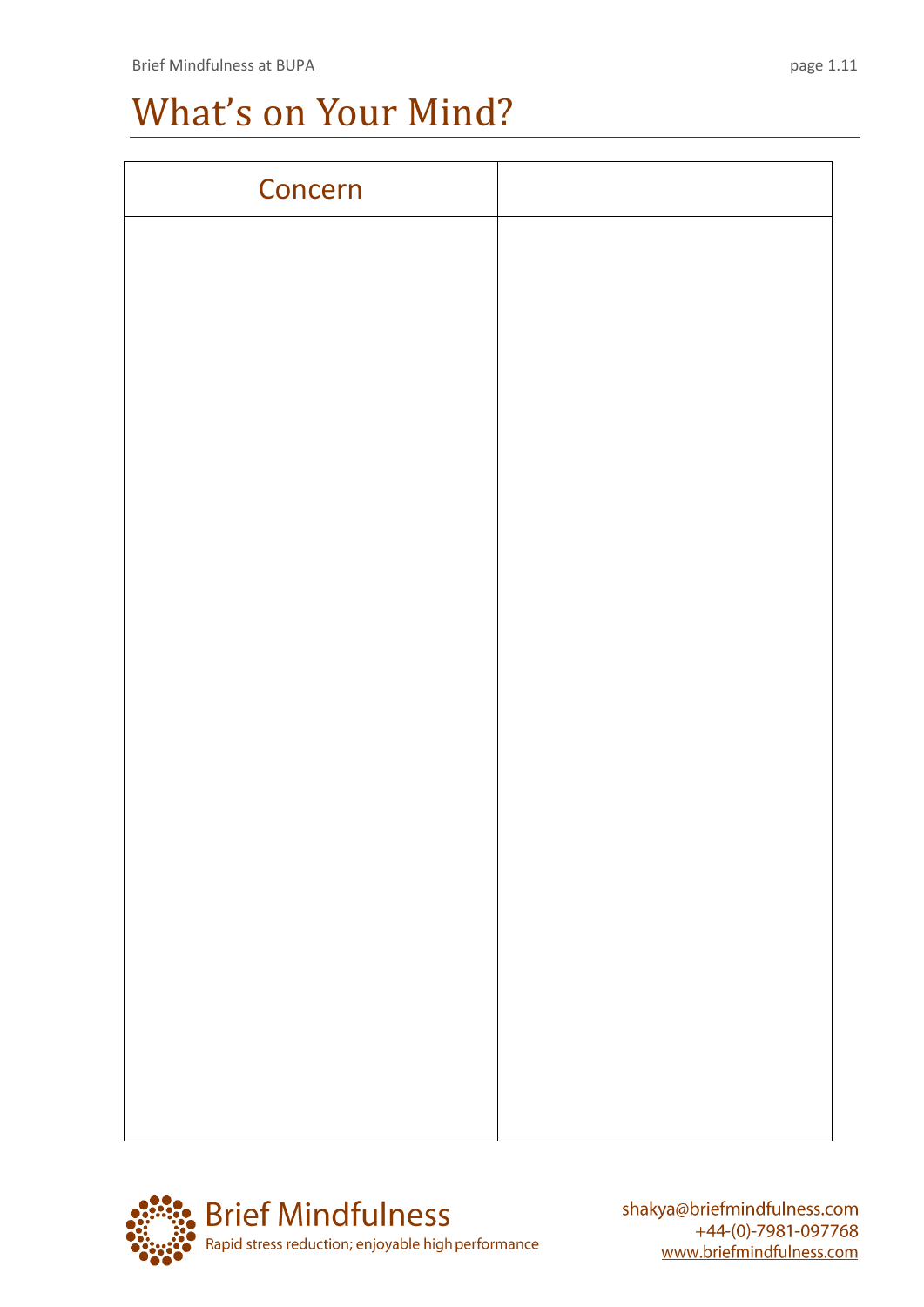# What's on Your Mind?

| Concern | |
|---|---|
| | |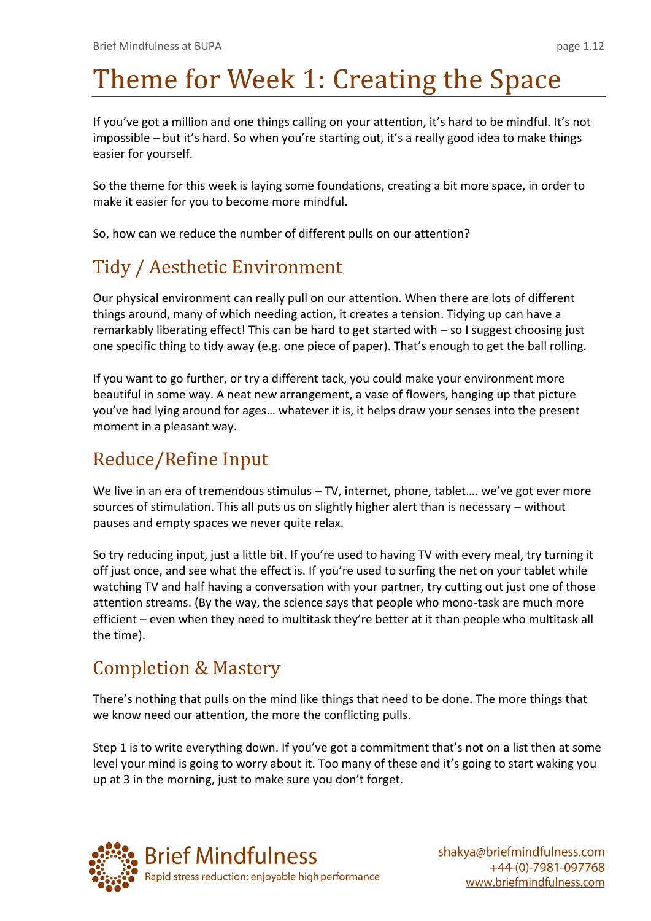# Theme for Week 1: Creating the Space

If you've got a million and one things calling on your attention, it's hard to be mindful. It's not impossible – but it's hard. So when you're starting out, it's a really good idea to make things easier for yourself.

So the theme for this week is laying some foundations, creating a bit more space, in order to make it easier for you to become more mindful.

So, how can we reduce the number of different pulls on our attention?

## Tidy / Aesthetic Environment

Our physical environment can really pull on our attention. When there are lots of different things around, many of which needing action, it creates a tension. Tidying up can have a remarkably liberating effect! This can be hard to get started with – so I suggest choosing just one specific thing to tidy away (e.g. one piece of paper). That's enough to get the ball rolling.

If you want to go further, or try a different tack, you could make your environment more beautiful in some way. A neat new arrangement, a vase of flowers, hanging up that picture you've had lying around for ages… whatever it is, it helps draw your senses into the present moment in a pleasant way.

## Reduce/Refine Input

We live in an era of tremendous stimulus – TV, internet, phone, tablet…. we've got ever more sources of stimulation. This all puts us on slightly higher alert than is necessary – without pauses and empty spaces we never quite relax.

So try reducing input, just a little bit. If you're used to having TV with every meal, try turning it off just once, and see what the effect is. If you're used to surfing the net on your tablet while watching TV and half having a conversation with your partner, try cutting out just one of those attention streams. (By the way, the science says that people who mono-task are much more efficient – even when they need to multitask they're better at it than people who multitask all the time).

## Completion & Mastery

There's nothing that pulls on the mind like things that need to be done. The more things that we know need our attention, the more the conflicting pulls.

Step 1 is to write everything down. If you've got a commitment that's not on a list then at some level your mind is going to worry about it. Too many of these and it's going to start waking you up at 3 in the morning, just to make sure you don't forget.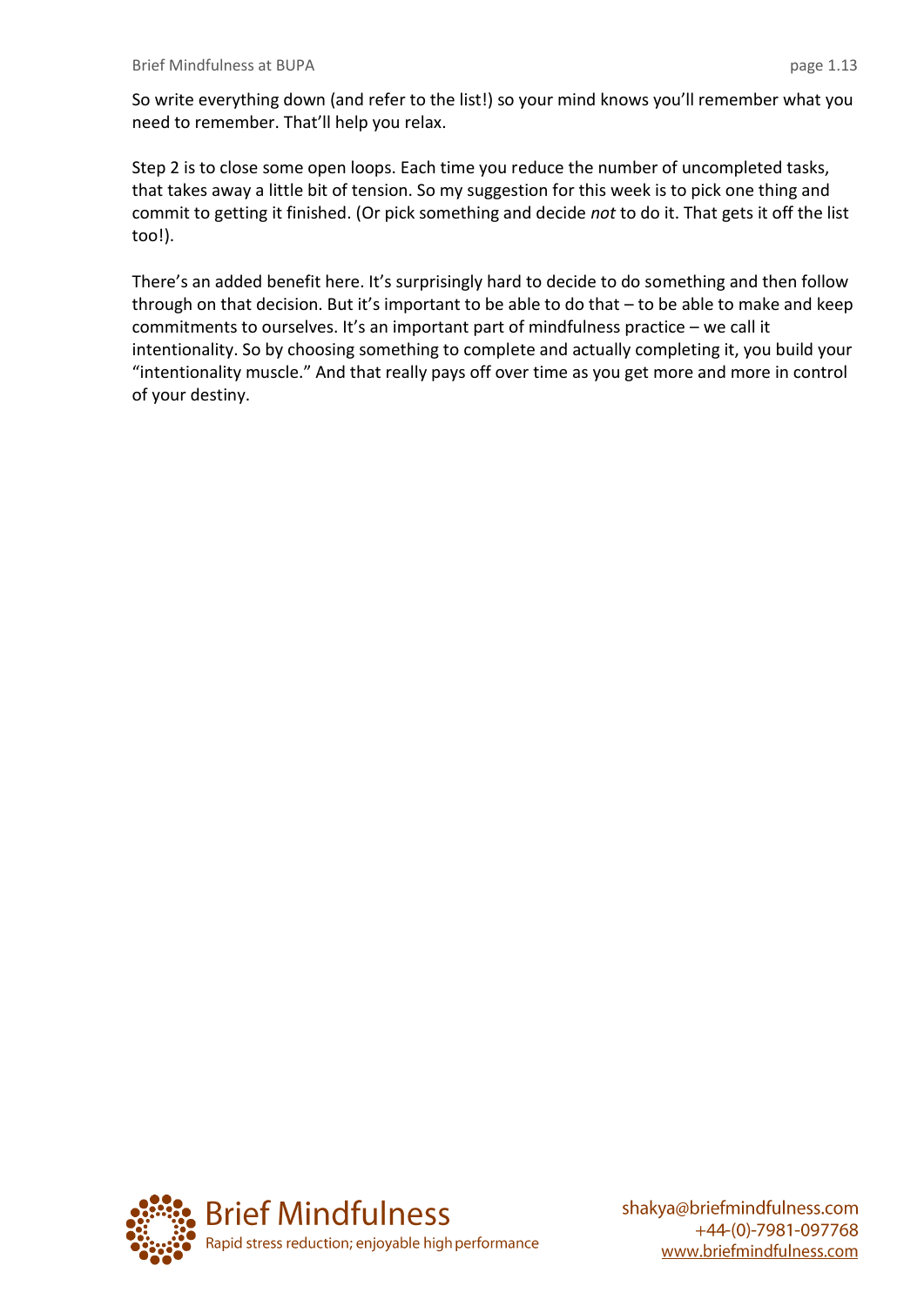So write everything down (and refer to the list!) so your mind knows you'll remember what you need to remember. That'll help you relax.

Step 2 is to close some open loops. Each time you reduce the number of uncompleted tasks, that takes away a little bit of tension. So my suggestion for this week is to pick one thing and commit to getting it finished. (Or pick something and decide *not* to do it. That gets it off the list too!).

There's an added benefit here. It's surprisingly hard to decide to do something and then follow through on that decision. But it's important to be able to do that – to be able to make and keep commitments to ourselves. It's an important part of mindfulness practice – we call it intentionality. So by choosing something to complete and actually completing it, you build your "intentionality muscle." And that really pays off over time as you get more and more in control of your destiny.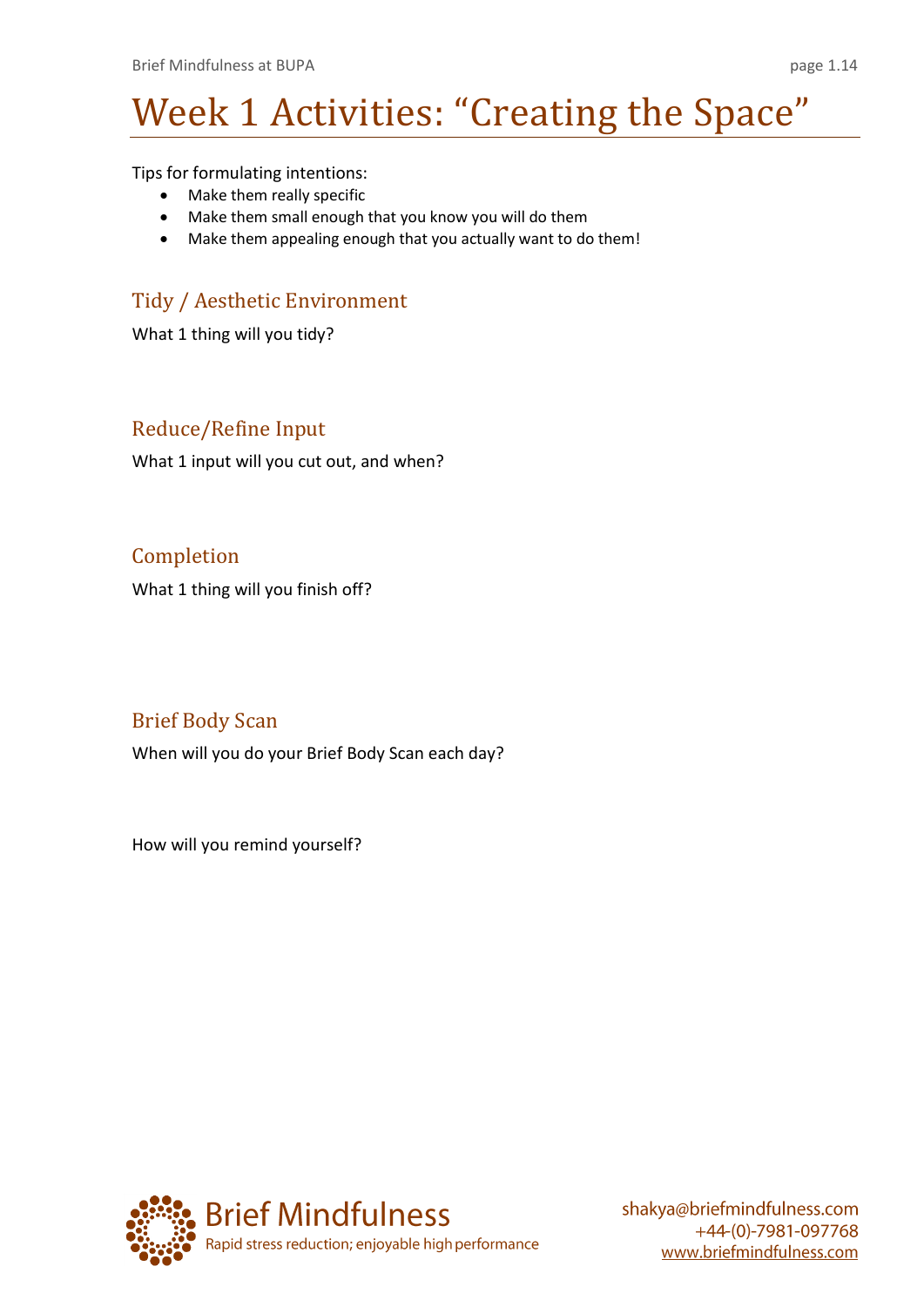# Week 1 Activities: "Creating the Space"

Tips for formulating intentions:

- Make them really specific
- Make them small enough that you know you will do them
- Make them appealing enough that you actually want to do them!

## Tidy / Aesthetic Environment

What 1 thing will you tidy?

## Reduce/Refine Input

What 1 input will you cut out, and when?

## Completion

What 1 thing will you finish off?

## Brief Body Scan

When will you do your Brief Body Scan each day?

How will you remind yourself?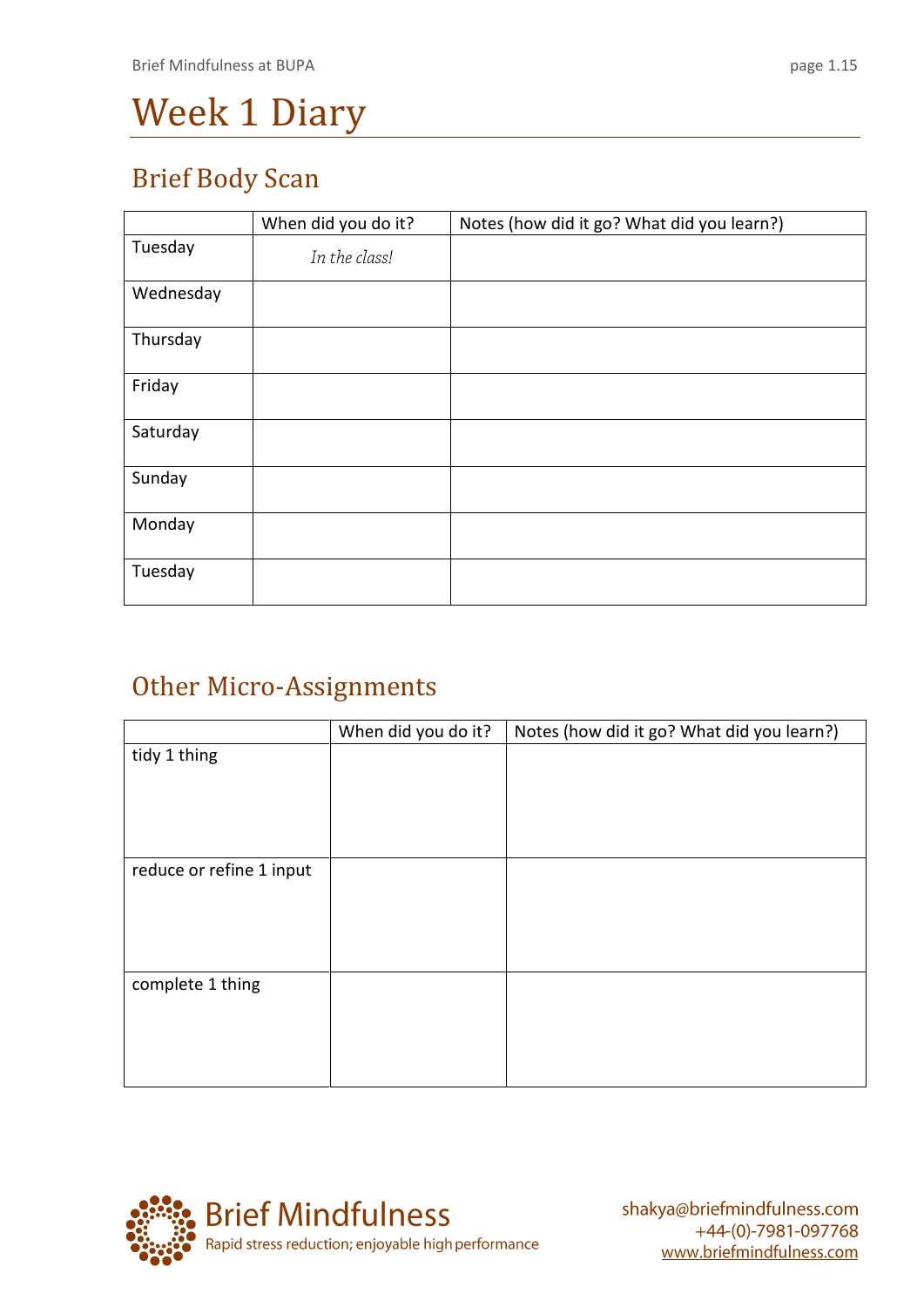# Week 1 Diary

## Brief Body Scan

| | When did you do it? | Notes (how did it go? What did you learn?) |
|---|---|---|
| Tuesday | *In the class!* | |
| Wednesday | | |
| Thursday | | |
| Friday | | |
| Saturday | | |
| Sunday | | |
| Monday | | |
| Tuesday | | |

## Other Micro-Assignments

| | When did you do it? | Notes (how did it go? What did you learn?) |
|---|---|---|
| tidy 1 thing | | |
| reduce or refine 1 input | | |
| complete 1 thing | | |

Brief Mindfulness
Rapid stress reduction; enjoyable high performance

shakya@briefmindfulness.com
+44-(0)-7981-097768
www.briefmindfulness.com